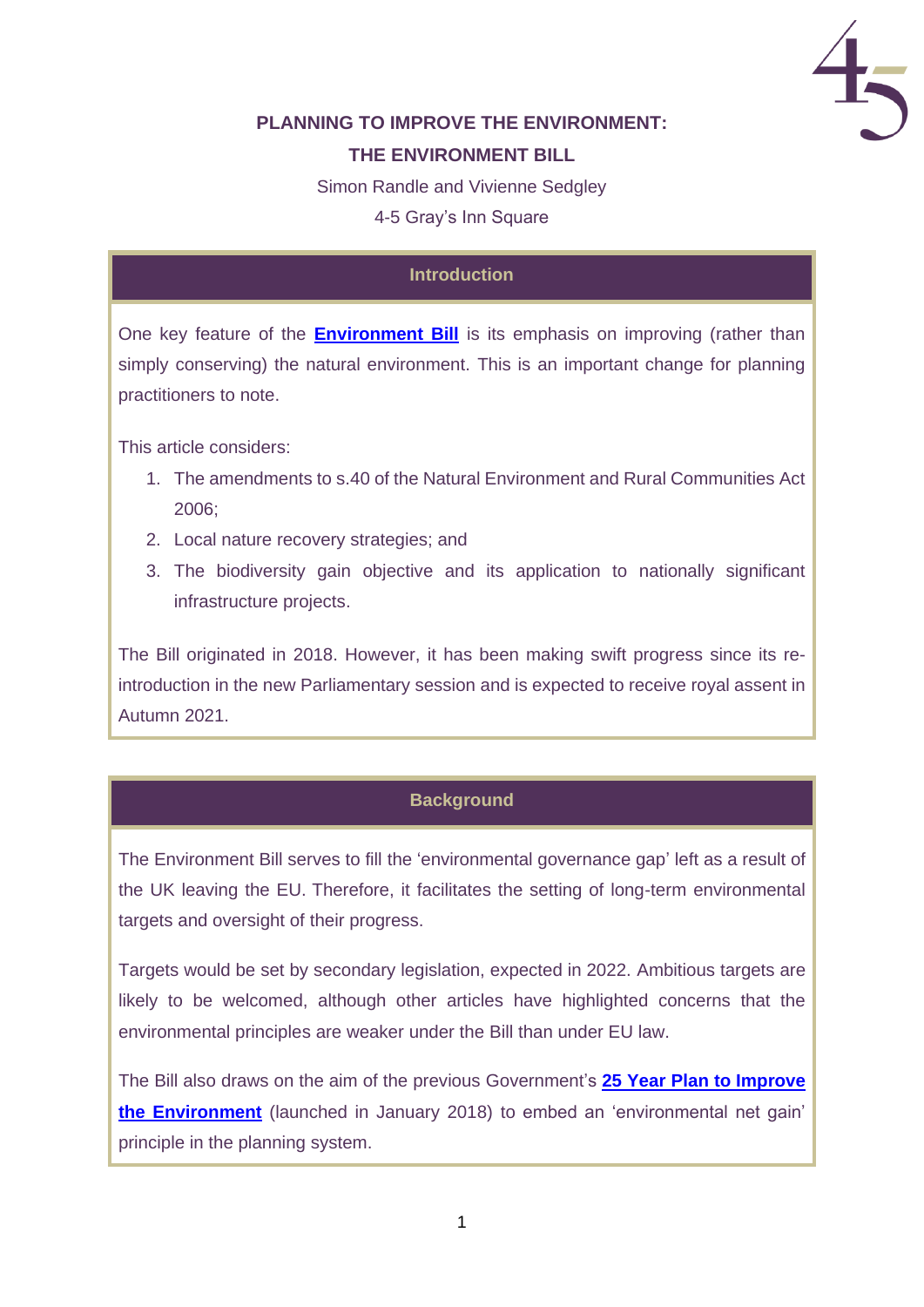# PLANNING TO IMPROVE THE ENVIRONMENT: THE ENVIRONMENT BILL

Simon Randle and Vivienne Sedgley

4-5 Gray's Inn Square

## Introduction

One key feature of the **Environment Bill** is its emphasis on improving (rather than simply conserving) the natural environment. This is an important change for planning practitioners to note.

This article considers:

1. The amendments to s.40 of the Natural Environment and Rural Communities Act 2006;
2. Local nature recovery strategies; and
3. The biodiversity gain objective and its application to nationally significant infrastructure projects.

The Bill originated in 2018. However, it has been making swift progress since its re-introduction in the new Parliamentary session and is expected to receive royal assent in Autumn 2021.

## Background

The Environment Bill serves to fill the 'environmental governance gap' left as a result of the UK leaving the EU. Therefore, it facilitates the setting of long-term environmental targets and oversight of their progress.

Targets would be set by secondary legislation, expected in 2022. Ambitious targets are likely to be welcomed, although other articles have highlighted concerns that the environmental principles are weaker under the Bill than under EU law.

The Bill also draws on the aim of the previous Government's **25 Year Plan to Improve the Environment** (launched in January 2018) to embed an 'environmental net gain' principle in the planning system.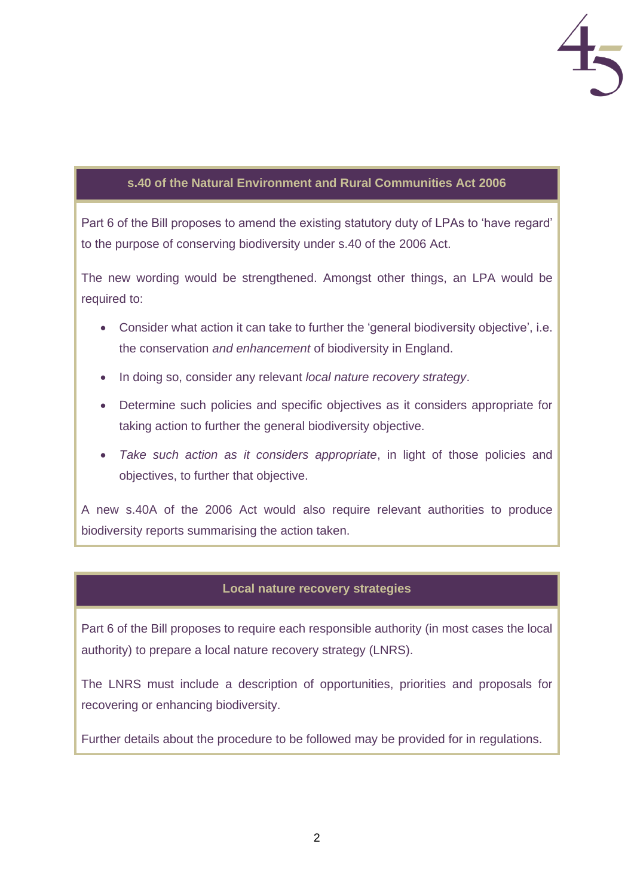## s.40 of the Natural Environment and Rural Communities Act 2006

Part 6 of the Bill proposes to amend the existing statutory duty of LPAs to 'have regard' to the purpose of conserving biodiversity under s.40 of the 2006 Act.

The new wording would be strengthened. Amongst other things, an LPA would be required to:

- Consider what action it can take to further the 'general biodiversity objective', i.e. the conservation *and enhancement* of biodiversity in England.
- In doing so, consider any relevant *local nature recovery strategy*.
- Determine such policies and specific objectives as it considers appropriate for taking action to further the general biodiversity objective.
- *Take such action as it considers appropriate*, in light of those policies and objectives, to further that objective.

A new s.40A of the 2006 Act would also require relevant authorities to produce biodiversity reports summarising the action taken.

## Local nature recovery strategies

Part 6 of the Bill proposes to require each responsible authority (in most cases the local authority) to prepare a local nature recovery strategy (LNRS).

The LNRS must include a description of opportunities, priorities and proposals for recovering or enhancing biodiversity.

Further details about the procedure to be followed may be provided for in regulations.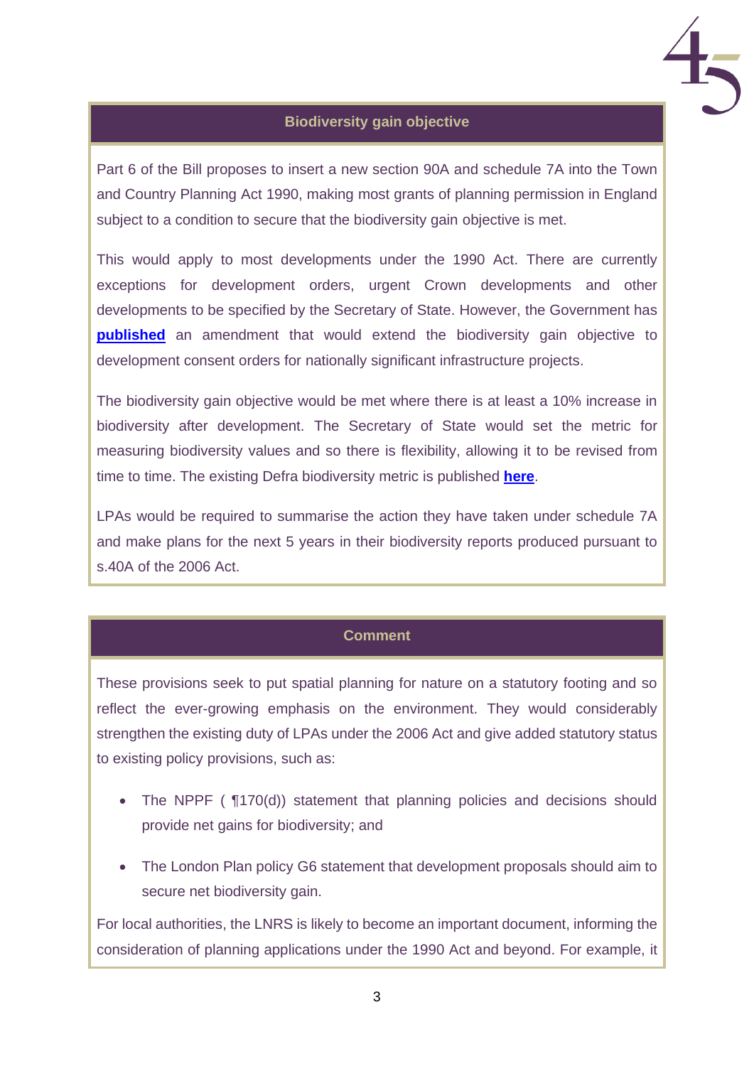## Biodiversity gain objective

Part 6 of the Bill proposes to insert a new section 90A and schedule 7A into the Town and Country Planning Act 1990, making most grants of planning permission in England subject to a condition to secure that the biodiversity gain objective is met.

This would apply to most developments under the 1990 Act. There are currently exceptions for development orders, urgent Crown developments and other developments to be specified by the Secretary of State. However, the Government has **published** an amendment that would extend the biodiversity gain objective to development consent orders for nationally significant infrastructure projects.

The biodiversity gain objective would be met where there is at least a 10% increase in biodiversity after development. The Secretary of State would set the metric for measuring biodiversity values and so there is flexibility, allowing it to be revised from time to time. The existing Defra biodiversity metric is published **here**.

LPAs would be required to summarise the action they have taken under schedule 7A and make plans for the next 5 years in their biodiversity reports produced pursuant to s.40A of the 2006 Act.

## Comment

These provisions seek to put spatial planning for nature on a statutory footing and so reflect the ever-growing emphasis on the environment. They would considerably strengthen the existing duty of LPAs under the 2006 Act and give added statutory status to existing policy provisions, such as:

- The NPPF ( ¶170(d)) statement that planning policies and decisions should provide net gains for biodiversity; and
- The London Plan policy G6 statement that development proposals should aim to secure net biodiversity gain.

For local authorities, the LNRS is likely to become an important document, informing the consideration of planning applications under the 1990 Act and beyond. For example, it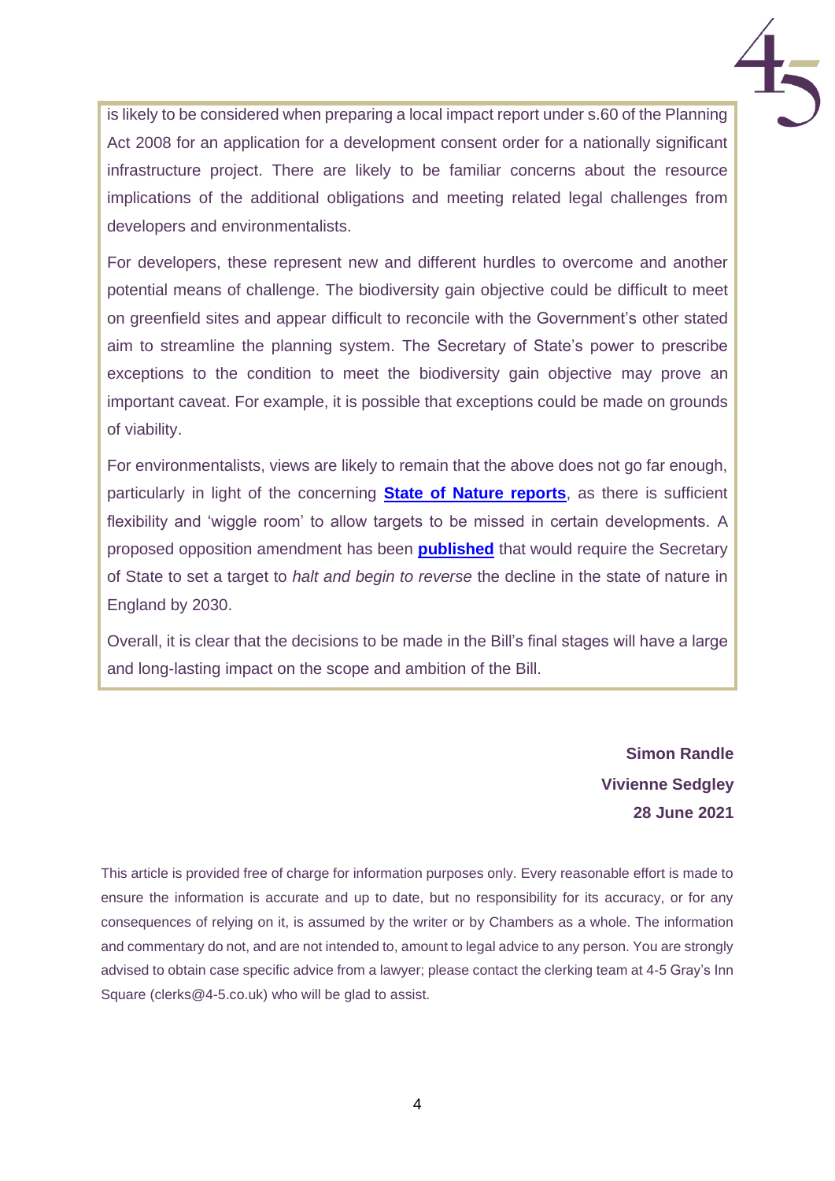is likely to be considered when preparing a local impact report under s.60 of the Planning Act 2008 for an application for a development consent order for a nationally significant infrastructure project. There are likely to be familiar concerns about the resource implications of the additional obligations and meeting related legal challenges from developers and environmentalists.

For developers, these represent new and different hurdles to overcome and another potential means of challenge. The biodiversity gain objective could be difficult to meet on greenfield sites and appear difficult to reconcile with the Government's other stated aim to streamline the planning system. The Secretary of State's power to prescribe exceptions to the condition to meet the biodiversity gain objective may prove an important caveat. For example, it is possible that exceptions could be made on grounds of viability.

For environmentalists, views are likely to remain that the above does not go far enough, particularly in light of the concerning **State of Nature reports**, as there is sufficient flexibility and 'wiggle room' to allow targets to be missed in certain developments. A proposed opposition amendment has been **published** that would require the Secretary of State to set a target to *halt and begin to reverse* the decline in the state of nature in England by 2030.

Overall, it is clear that the decisions to be made in the Bill's final stages will have a large and long-lasting impact on the scope and ambition of the Bill.

**Simon Randle**
**Vivienne Sedgley**
**28 June 2021**

This article is provided free of charge for information purposes only. Every reasonable effort is made to ensure the information is accurate and up to date, but no responsibility for its accuracy, or for any consequences of relying on it, is assumed by the writer or by Chambers as a whole. The information and commentary do not, and are not intended to, amount to legal advice to any person. You are strongly advised to obtain case specific advice from a lawyer; please contact the clerking team at 4-5 Gray's Inn Square (clerks@4-5.co.uk) who will be glad to assist.